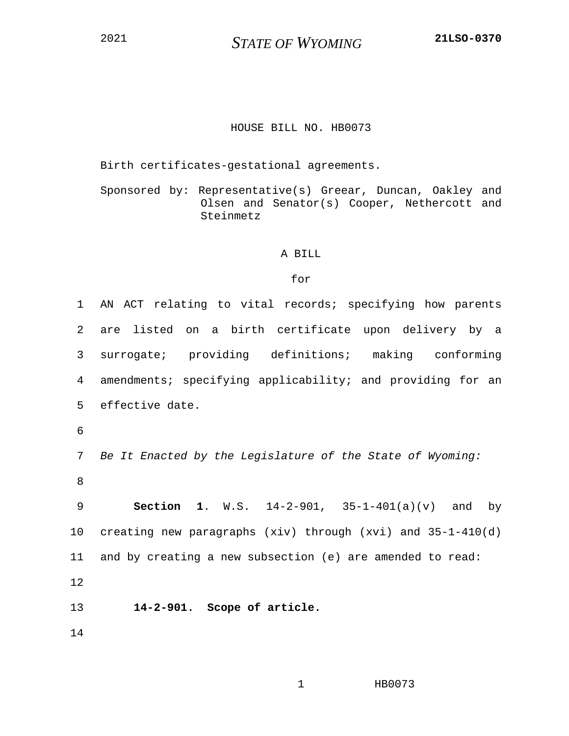2021 **STATE OF WYOMING** **21LSO-0370**

HOUSE BILL NO. HB0073

Birth certificates-gestational agreements.

Sponsored by: Representative(s) Greear, Duncan, Oakley and Olsen and Senator(s) Cooper, Nethercott and Steinmetz

A BILL

for

AN ACT relating to vital records; specifying how parents are listed on a birth certificate upon delivery by a surrogate; providing definitions; making conforming amendments; specifying applicability; and providing for an effective date.

*Be It Enacted by the Legislature of the State of Wyoming:*

**Section 1**. W.S. 14-2-901, 35-1-401(a)(v) and by creating new paragraphs (xiv) through (xvi) and 35-1-410(d) and by creating a new subsection (e) are amended to read:

**14-2-901. Scope of article.**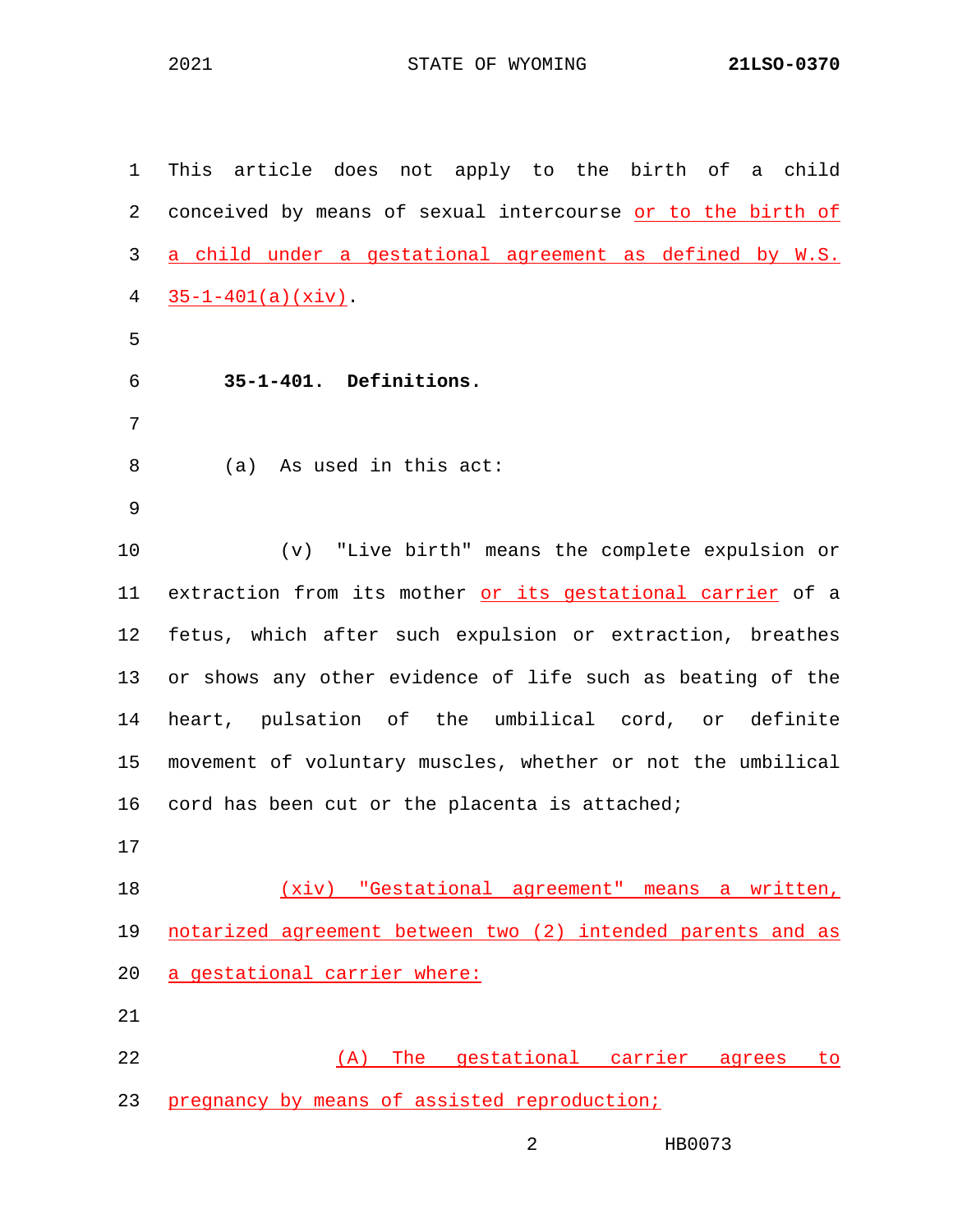This article does not apply to the birth of a child conceived by means of sexual intercourse <u>or to the birth of a child under a gestational agreement as defined by W.S. 35-1-401(a)(xiv)</u>.

**35-1-401. Definitions.**

(a) As used in this act:

(v) "Live birth" means the complete expulsion or extraction from its mother <u>or its gestational carrier</u> of a fetus, which after such expulsion or extraction, breathes or shows any other evidence of life such as beating of the heart, pulsation of the umbilical cord, or definite movement of voluntary muscles, whether or not the umbilical cord has been cut or the placenta is attached;

<u>(xiv) "Gestational agreement" means a written, notarized agreement between two (2) intended parents and as a gestational carrier where:</u>

<u>(A) The gestational carrier agrees to pregnancy by means of assisted reproduction;</u>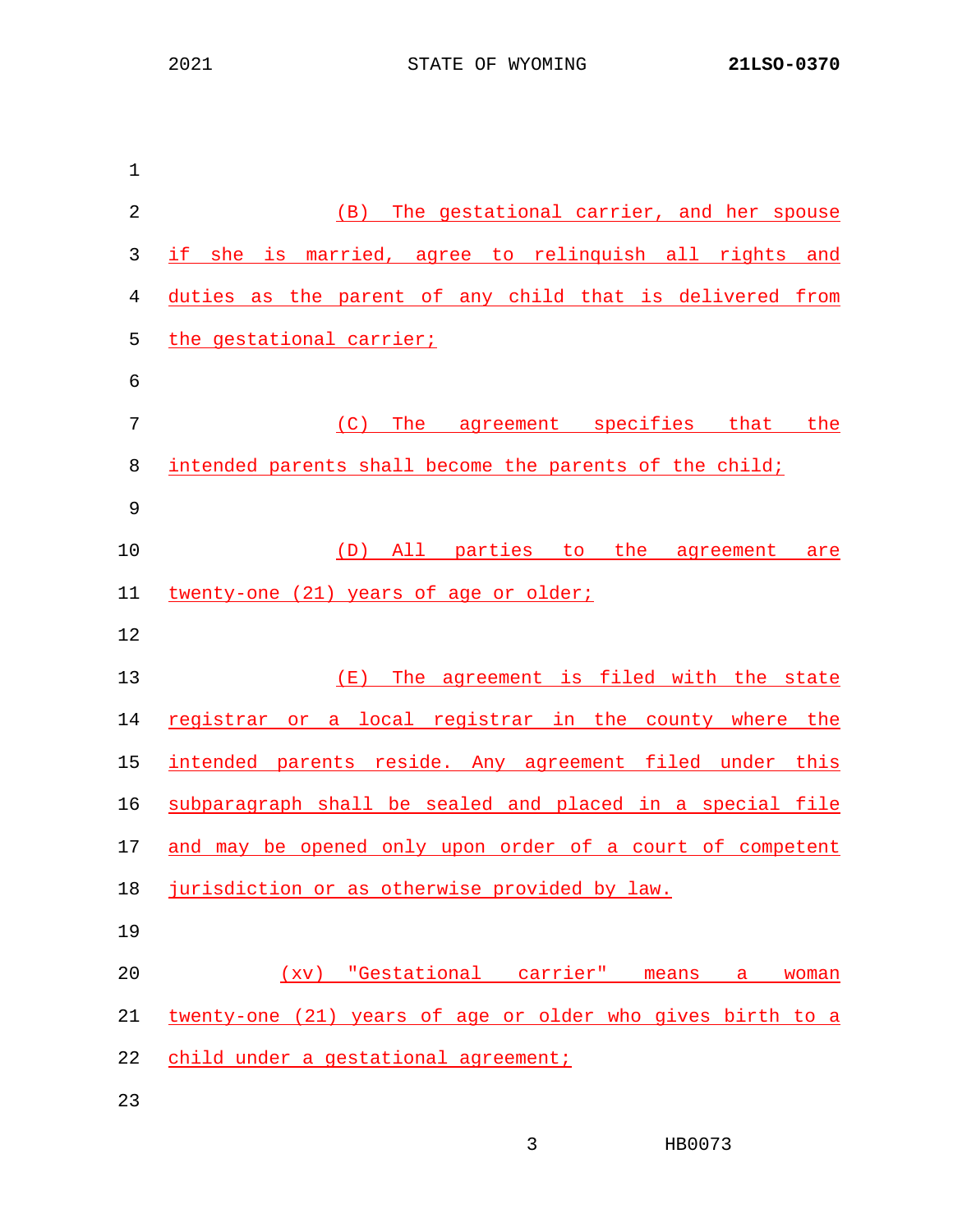(B) The gestational carrier, and her spouse if she is married, agree to relinquish all rights and duties as the parent of any child that is delivered from the gestational carrier;

(C) The agreement specifies that the intended parents shall become the parents of the child;

(D) All parties to the agreement are twenty-one (21) years of age or older;

(E) The agreement is filed with the state registrar or a local registrar in the county where the intended parents reside. Any agreement filed under this subparagraph shall be sealed and placed in a special file and may be opened only upon order of a court of competent jurisdiction or as otherwise provided by law.

(xv) "Gestational carrier" means a woman twenty-one (21) years of age or older who gives birth to a child under a gestational agreement;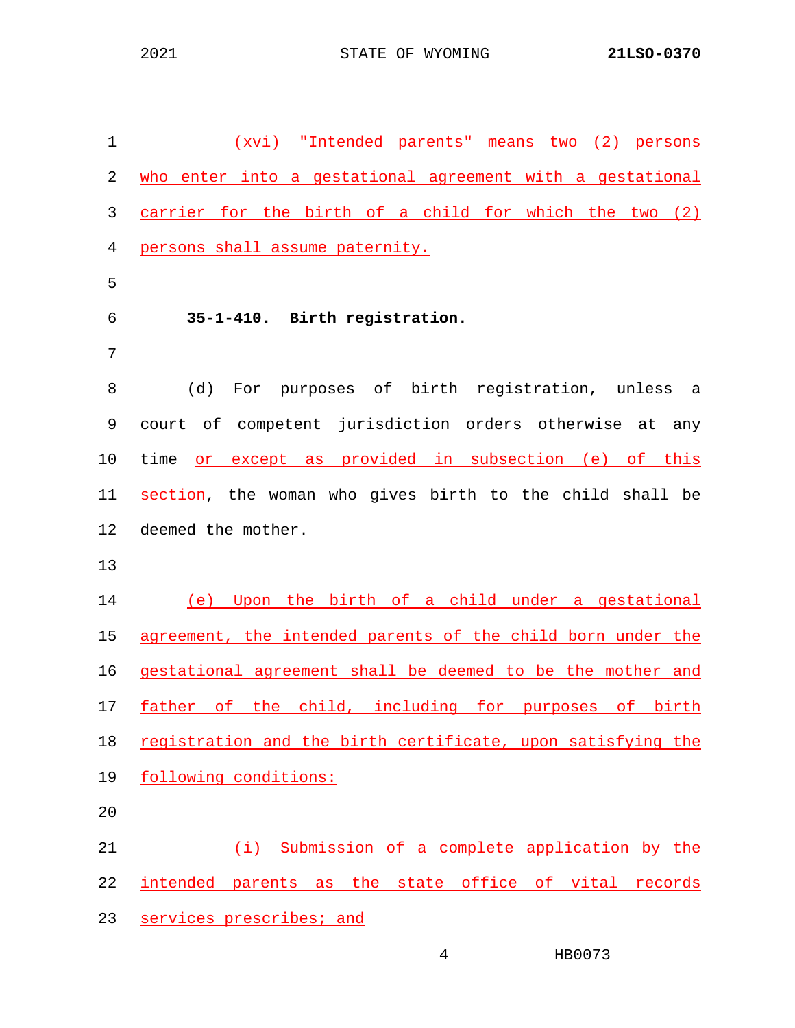(xvi) "Intended parents" means two (2) persons who enter into a gestational agreement with a gestational carrier for the birth of a child for which the two (2) persons shall assume paternity.

**35-1-410. Birth registration.**

(d) For purposes of birth registration, unless a court of competent jurisdiction orders otherwise at any time or except as provided in subsection (e) of this section, the woman who gives birth to the child shall be deemed the mother.

(e) Upon the birth of a child under a gestational agreement, the intended parents of the child born under the gestational agreement shall be deemed to be the mother and father of the child, including for purposes of birth registration and the birth certificate, upon satisfying the following conditions:

(i) Submission of a complete application by the intended parents as the state office of vital records services prescribes; and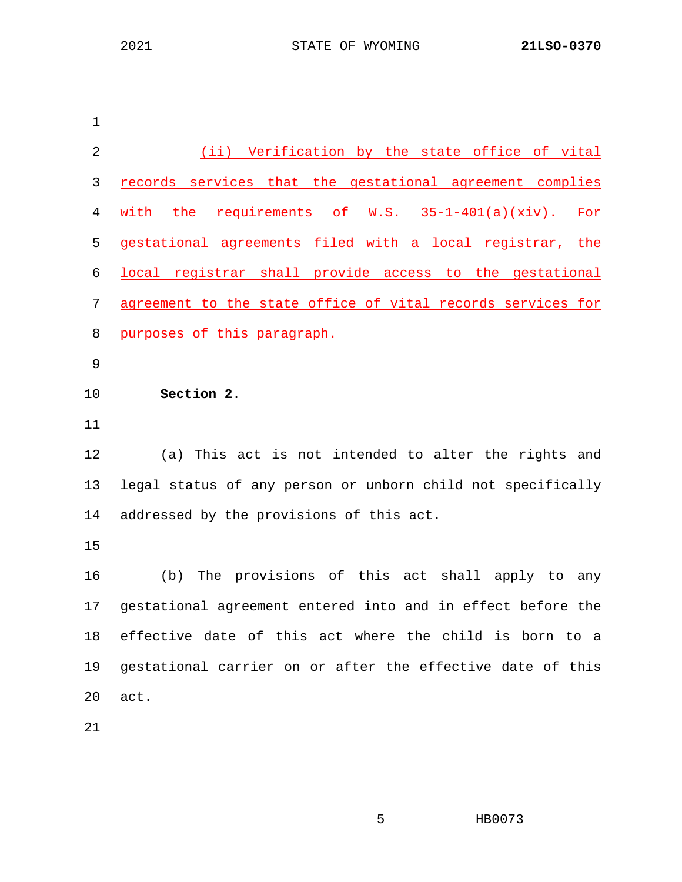(ii) Verification by the state office of vital records services that the gestational agreement complies with the requirements of W.S. 35-1-401(a)(xiv). For gestational agreements filed with a local registrar, the local registrar shall provide access to the gestational agreement to the state office of vital records services for purposes of this paragraph.

**Section 2.**

(a) This act is not intended to alter the rights and legal status of any person or unborn child not specifically addressed by the provisions of this act.

(b) The provisions of this act shall apply to any gestational agreement entered into and in effect before the effective date of this act where the child is born to a gestational carrier on or after the effective date of this act.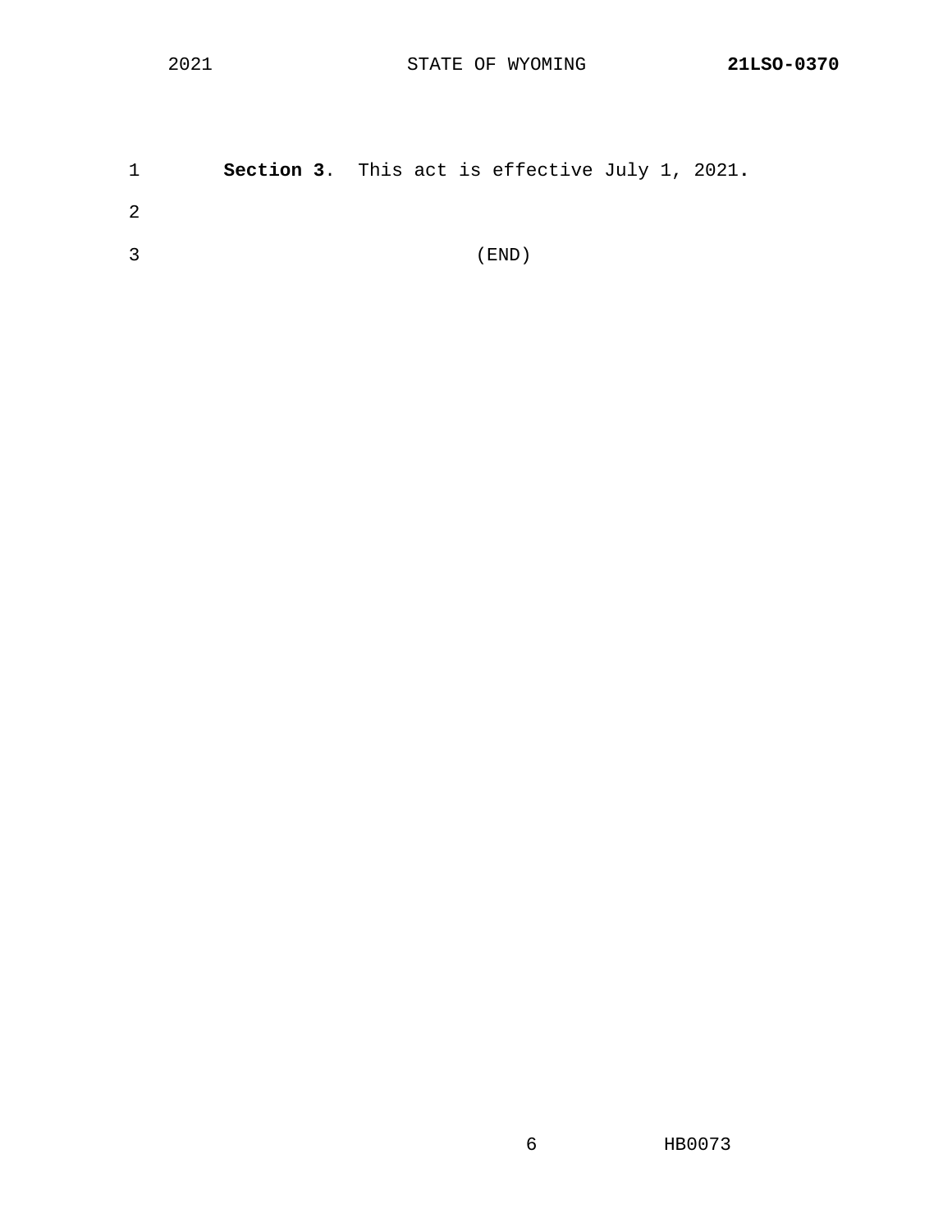**Section 3**. This act is effective July 1, 2021.

(END)